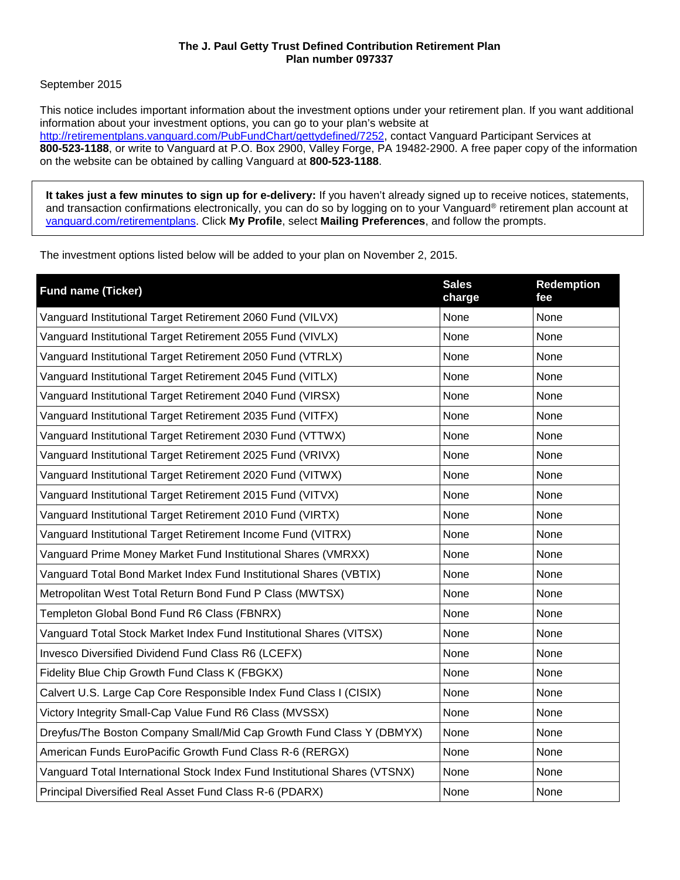**The J. Paul Getty Trust Defined Contribution Retirement Plan**
**Plan number 097337**

September 2015

This notice includes important information about the investment options under your retirement plan. If you want additional information about your investment options, you can go to your plan's website at http://retirementplans.vanguard.com/PubFundChart/gettydefined/7252, contact Vanguard Participant Services at **800-523-1188**, or write to Vanguard at P.O. Box 2900, Valley Forge, PA 19482-2900. A free paper copy of the information on the website can be obtained by calling Vanguard at **800-523-1188**.

> **It takes just a few minutes to sign up for e-delivery:** If you haven't already signed up to receive notices, statements, and transaction confirmations electronically, you can do so by logging on to your Vanguard® retirement plan account at vanguard.com/retirementplans. Click **My Profile**, select **Mailing Preferences**, and follow the prompts.

The investment options listed below will be added to your plan on November 2, 2015.

| Fund name (Ticker) | Sales charge | Redemption fee |
|---|---|---|
| Vanguard Institutional Target Retirement 2060 Fund (VILVX) | None | None |
| Vanguard Institutional Target Retirement 2055 Fund (VIVLX) | None | None |
| Vanguard Institutional Target Retirement 2050 Fund (VTRLX) | None | None |
| Vanguard Institutional Target Retirement 2045 Fund (VITLX) | None | None |
| Vanguard Institutional Target Retirement 2040 Fund (VIRSX) | None | None |
| Vanguard Institutional Target Retirement 2035 Fund (VITFX) | None | None |
| Vanguard Institutional Target Retirement 2030 Fund (VTTWX) | None | None |
| Vanguard Institutional Target Retirement 2025 Fund (VRIVX) | None | None |
| Vanguard Institutional Target Retirement 2020 Fund (VITWX) | None | None |
| Vanguard Institutional Target Retirement 2015 Fund (VITVX) | None | None |
| Vanguard Institutional Target Retirement 2010 Fund (VIRTX) | None | None |
| Vanguard Institutional Target Retirement Income Fund (VITRX) | None | None |
| Vanguard Prime Money Market Fund Institutional Shares (VMRXX) | None | None |
| Vanguard Total Bond Market Index Fund Institutional Shares (VBTIX) | None | None |
| Metropolitan West Total Return Bond Fund P Class (MWTSX) | None | None |
| Templeton Global Bond Fund R6 Class (FBNRX) | None | None |
| Vanguard Total Stock Market Index Fund Institutional Shares (VITSX) | None | None |
| Invesco Diversified Dividend Fund Class R6 (LCEFX) | None | None |
| Fidelity Blue Chip Growth Fund Class K (FBGKX) | None | None |
| Calvert U.S. Large Cap Core Responsible Index Fund Class I (CISIX) | None | None |
| Victory Integrity Small-Cap Value Fund R6 Class (MVSSX) | None | None |
| Dreyfus/The Boston Company Small/Mid Cap Growth Fund Class Y (DBMYX) | None | None |
| American Funds EuroPacific Growth Fund Class R-6 (RERGX) | None | None |
| Vanguard Total International Stock Index Fund Institutional Shares (VTSNX) | None | None |
| Principal Diversified Real Asset Fund Class R-6 (PDARX) | None | None |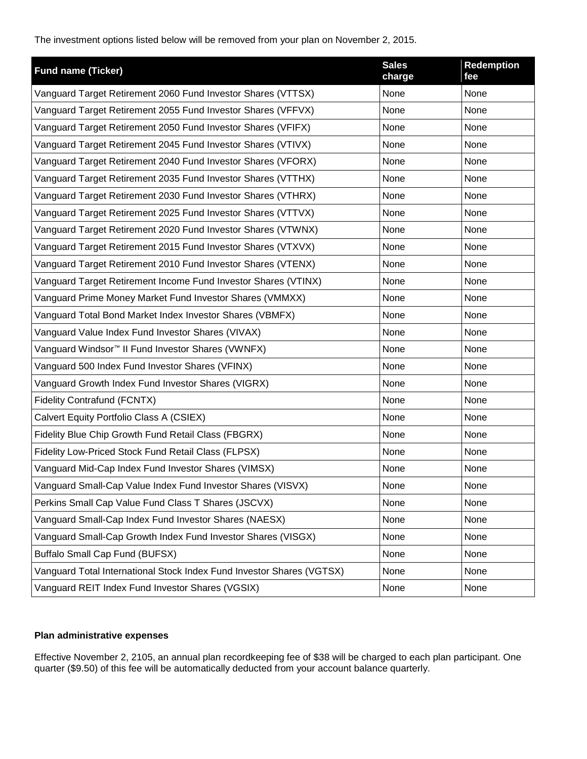The investment options listed below will be removed from your plan on November 2, 2015.

| Fund name (Ticker) | Sales charge | Redemption fee |
| --- | --- | --- |
| Vanguard Target Retirement 2060 Fund Investor Shares (VTTSX) | None | None |
| Vanguard Target Retirement 2055 Fund Investor Shares (VFFVX) | None | None |
| Vanguard Target Retirement 2050 Fund Investor Shares (VFIFX) | None | None |
| Vanguard Target Retirement 2045 Fund Investor Shares (VTIVX) | None | None |
| Vanguard Target Retirement 2040 Fund Investor Shares (VFORX) | None | None |
| Vanguard Target Retirement 2035 Fund Investor Shares (VTTHX) | None | None |
| Vanguard Target Retirement 2030 Fund Investor Shares (VTHRX) | None | None |
| Vanguard Target Retirement 2025 Fund Investor Shares (VTTVX) | None | None |
| Vanguard Target Retirement 2020 Fund Investor Shares (VTWNX) | None | None |
| Vanguard Target Retirement 2015 Fund Investor Shares (VTXVX) | None | None |
| Vanguard Target Retirement 2010 Fund Investor Shares (VTENX) | None | None |
| Vanguard Target Retirement Income Fund Investor Shares (VTINX) | None | None |
| Vanguard Prime Money Market Fund Investor Shares (VMMXX) | None | None |
| Vanguard Total Bond Market Index Investor Shares (VBMFX) | None | None |
| Vanguard Value Index Fund Investor Shares (VIVAX) | None | None |
| Vanguard Windsor™ II Fund Investor Shares (VWNFX) | None | None |
| Vanguard 500 Index Fund Investor Shares (VFINX) | None | None |
| Vanguard Growth Index Fund Investor Shares (VIGRX) | None | None |
| Fidelity Contrafund (FCNTX) | None | None |
| Calvert Equity Portfolio Class A (CSIEX) | None | None |
| Fidelity Blue Chip Growth Fund Retail Class (FBGRX) | None | None |
| Fidelity Low-Priced Stock Fund Retail Class (FLPSX) | None | None |
| Vanguard Mid-Cap Index Fund Investor Shares (VIMSX) | None | None |
| Vanguard Small-Cap Value Index Fund Investor Shares (VISVX) | None | None |
| Perkins Small Cap Value Fund Class T Shares (JSCVX) | None | None |
| Vanguard Small-Cap Index Fund Investor Shares (NAESX) | None | None |
| Vanguard Small-Cap Growth Index Fund Investor Shares (VISGX) | None | None |
| Buffalo Small Cap Fund (BUFSX) | None | None |
| Vanguard Total International Stock Index Fund Investor Shares (VGTSX) | None | None |
| Vanguard REIT Index Fund Investor Shares (VGSIX) | None | None |

**Plan administrative expenses**

Effective November 2, 2105, an annual plan recordkeeping fee of $38 will be charged to each plan participant. One quarter ($9.50) of this fee will be automatically deducted from your account balance quarterly.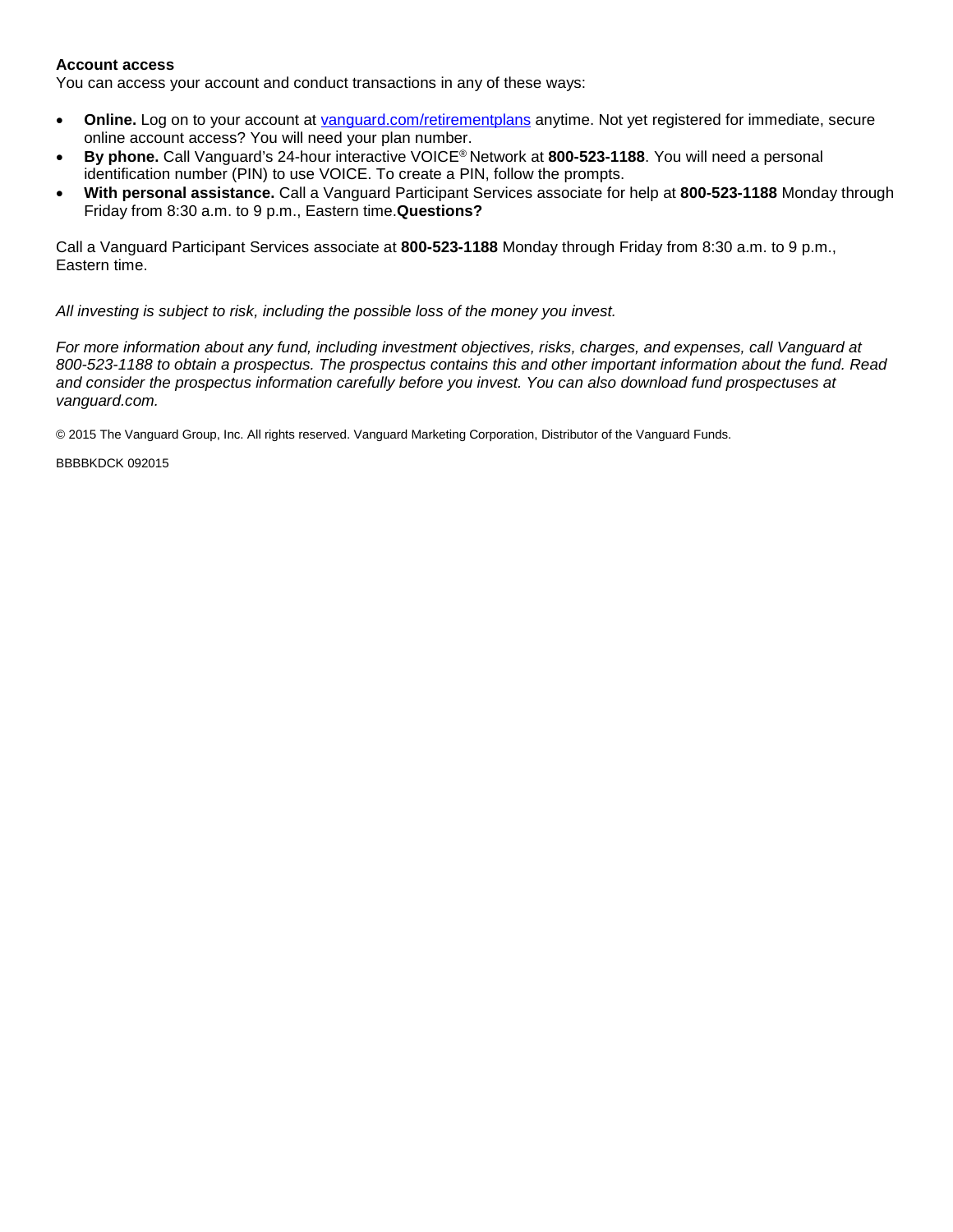**Account access**

You can access your account and conduct transactions in any of these ways:

- **Online.** Log on to your account at [vanguard.com/retirementplans](vanguard.com/retirementplans) anytime. Not yet registered for immediate, secure online account access? You will need your plan number.
- **By phone.** Call Vanguard's 24-hour interactive VOICE® Network at **800-523-1188**. You will need a personal identification number (PIN) to use VOICE. To create a PIN, follow the prompts.
- **With personal assistance.** Call a Vanguard Participant Services associate for help at **800-523-1188** Monday through Friday from 8:30 a.m. to 9 p.m., Eastern time.**Questions?**

Call a Vanguard Participant Services associate at **800-523-1188** Monday through Friday from 8:30 a.m. to 9 p.m., Eastern time.

*All investing is subject to risk, including the possible loss of the money you invest.*

*For more information about any fund, including investment objectives, risks, charges, and expenses, call Vanguard at 800-523-1188 to obtain a prospectus. The prospectus contains this and other important information about the fund. Read and consider the prospectus information carefully before you invest. You can also download fund prospectuses at vanguard.com.*

© 2015 The Vanguard Group, Inc. All rights reserved. Vanguard Marketing Corporation, Distributor of the Vanguard Funds.

BBBBKDCK 092015